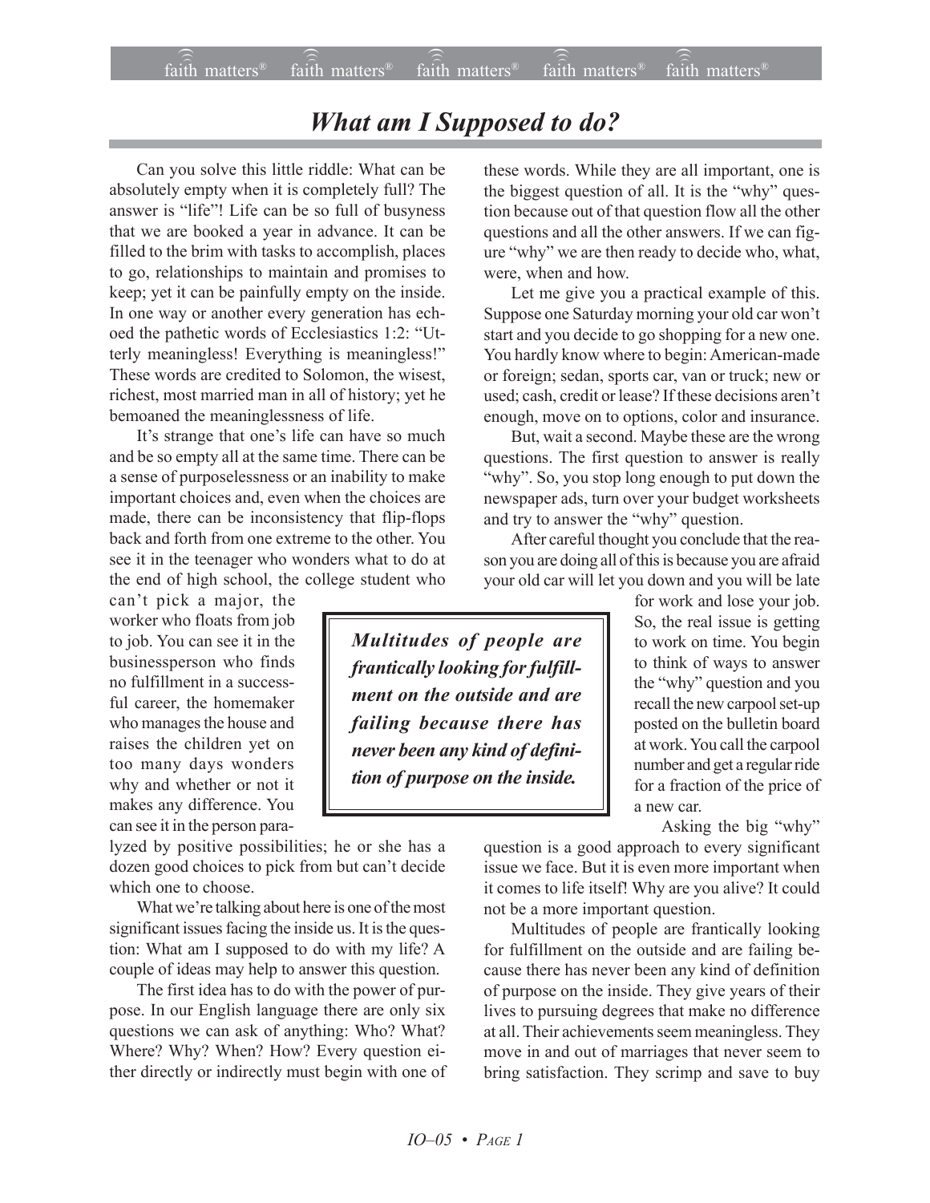# *What am I Supposed to do?*

Can you solve this little riddle: What can be absolutely empty when it is completely full? The answer is "life"! Life can be so full of busyness that we are booked a year in advance. It can be filled to the brim with tasks to accomplish, places to go, relationships to maintain and promises to keep; yet it can be painfully empty on the inside. In one way or another every generation has echoed the pathetic words of Ecclesiastics 1:2: "Utterly meaningless! Everything is meaningless!" These words are credited to Solomon, the wisest, richest, most married man in all of history; yet he bemoaned the meaninglessness of life.

It's strange that one's life can have so much and be so empty all at the same time. There can be a sense of purposelessness or an inability to make important choices and, even when the choices are made, there can be inconsistency that flip-flops back and forth from one extreme to the other. You see it in the teenager who wonders what to do at the end of high school, the college student who can't pick a major, the worker who floats from job to job. You can see it in the businessperson who finds no fulfillment in a successful career, the homemaker who manages the house and raises the children yet on too many days wonders why and whether or not it makes any difference. You can see it in the person paralyzed by positive possibilities; he or she has a dozen good choices to pick from but can't decide which one to choose.

What we're talking about here is one of the most significant issues facing the inside us. It is the question: What am I supposed to do with my life? A couple of ideas may help to answer this question.

The first idea has to do with the power of purpose. In our English language there are only six questions we can ask of anything: Who? What? Where? Why? When? How? Every question either directly or indirectly must begin with one of these words. While they are all important, one is the biggest question of all. It is the "why" question because out of that question flow all the other questions and all the other answers. If we can figure "why" we are then ready to decide who, what, were, when and how.

Let me give you a practical example of this. Suppose one Saturday morning your old car won't start and you decide to go shopping for a new one. You hardly know where to begin: American-made or foreign; sedan, sports car, van or truck; new or used; cash, credit or lease? If these decisions aren't enough, move on to options, color and insurance.

But, wait a second. Maybe these are the wrong questions. The first question to answer is really "why". So, you stop long enough to put down the newspaper ads, turn over your budget worksheets and try to answer the "why" question.

After careful thought you conclude that the reason you are doing all of this is because you are afraid your old car will let you down and you will be late for work and lose your job. So, the real issue is getting to work on time. You begin to think of ways to answer the "why" question and you recall the new carpool set-up posted on the bulletin board at work. You call the carpool number and get a regular ride for a fraction of the price of a new car.

> ***Multitudes of people are frantically looking for fulfillment on the outside and are failing because there has never been any kind of definition of purpose on the inside.***

Asking the big "why" question is a good approach to every significant issue we face. But it is even more important when it comes to life itself! Why are you alive? It could not be a more important question.

Multitudes of people are frantically looking for fulfillment on the outside and are failing because there has never been any kind of definition of purpose on the inside. They give years of their lives to pursuing degrees that make no difference at all. Their achievements seem meaningless. They move in and out of marriages that never seem to bring satisfaction. They scrimp and save to buy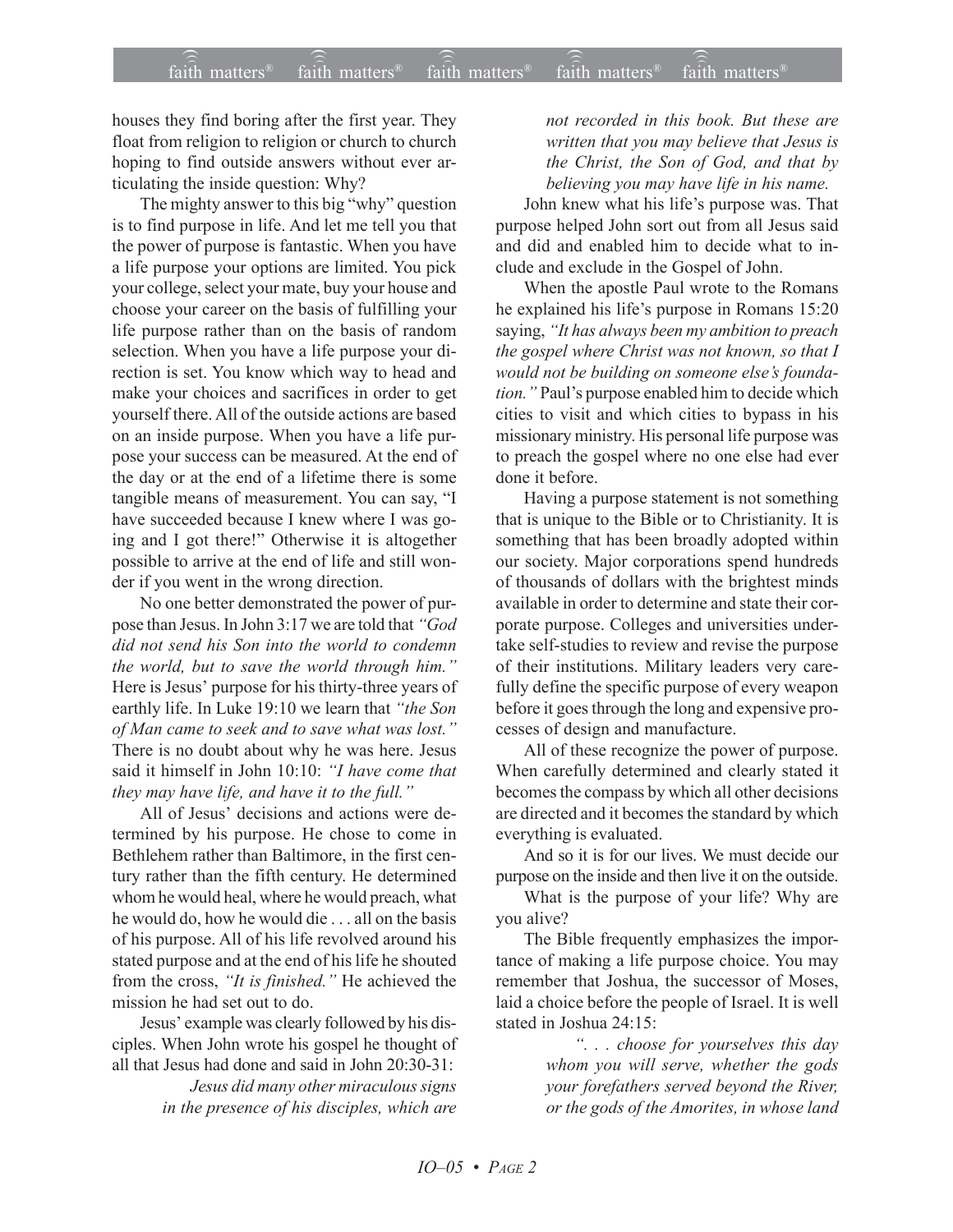houses they find boring after the first year. They float from religion to religion or church to church hoping to find outside answers without ever articulating the inside question: Why?

The mighty answer to this big "why" question is to find purpose in life. And let me tell you that the power of purpose is fantastic. When you have a life purpose your options are limited. You pick your college, select your mate, buy your house and choose your career on the basis of fulfilling your life purpose rather than on the basis of random selection. When you have a life purpose your direction is set. You know which way to head and make your choices and sacrifices in order to get yourself there. All of the outside actions are based on an inside purpose. When you have a life purpose your success can be measured. At the end of the day or at the end of a lifetime there is some tangible means of measurement. You can say, "I have succeeded because I knew where I was going and I got there!" Otherwise it is altogether possible to arrive at the end of life and still wonder if you went in the wrong direction.

No one better demonstrated the power of purpose than Jesus. In John 3:17 we are told that *"God did not send his Son into the world to condemn the world, but to save the world through him."* Here is Jesus' purpose for his thirty-three years of earthly life. In Luke 19:10 we learn that *"the Son of Man came to seek and to save what was lost."* There is no doubt about why he was here. Jesus said it himself in John 10:10: *"I have come that they may have life, and have it to the full."*

All of Jesus' decisions and actions were determined by his purpose. He chose to come in Bethlehem rather than Baltimore, in the first century rather than the fifth century. He determined whom he would heal, where he would preach, what he would do, how he would die . . . all on the basis of his purpose. All of his life revolved around his stated purpose and at the end of his life he shouted from the cross, *"It is finished."* He achieved the mission he had set out to do.

Jesus' example was clearly followed by his disciples. When John wrote his gospel he thought of all that Jesus had done and said in John 20:30-31:

> *Jesus did many other miraculous signs in the presence of his disciples, which are not recorded in this book. But these are written that you may believe that Jesus is the Christ, the Son of God, and that by believing you may have life in his name.*

John knew what his life's purpose was. That purpose helped John sort out from all Jesus said and did and enabled him to decide what to include and exclude in the Gospel of John.

When the apostle Paul wrote to the Romans he explained his life's purpose in Romans 15:20 saying, *"It has always been my ambition to preach the gospel where Christ was not known, so that I would not be building on someone else's foundation."* Paul's purpose enabled him to decide which cities to visit and which cities to bypass in his missionary ministry. His personal life purpose was to preach the gospel where no one else had ever done it before.

Having a purpose statement is not something that is unique to the Bible or to Christianity. It is something that has been broadly adopted within our society. Major corporations spend hundreds of thousands of dollars with the brightest minds available in order to determine and state their corporate purpose. Colleges and universities undertake self-studies to review and revise the purpose of their institutions. Military leaders very carefully define the specific purpose of every weapon before it goes through the long and expensive processes of design and manufacture.

All of these recognize the power of purpose. When carefully determined and clearly stated it becomes the compass by which all other decisions are directed and it becomes the standard by which everything is evaluated.

And so it is for our lives. We must decide our purpose on the inside and then live it on the outside.

What is the purpose of your life? Why are you alive?

The Bible frequently emphasizes the importance of making a life purpose choice. You may remember that Joshua, the successor of Moses, laid a choice before the people of Israel. It is well stated in Joshua 24:15:

> *". . . choose for yourselves this day whom you will serve, whether the gods your forefathers served beyond the River, or the gods of the Amorites, in whose land*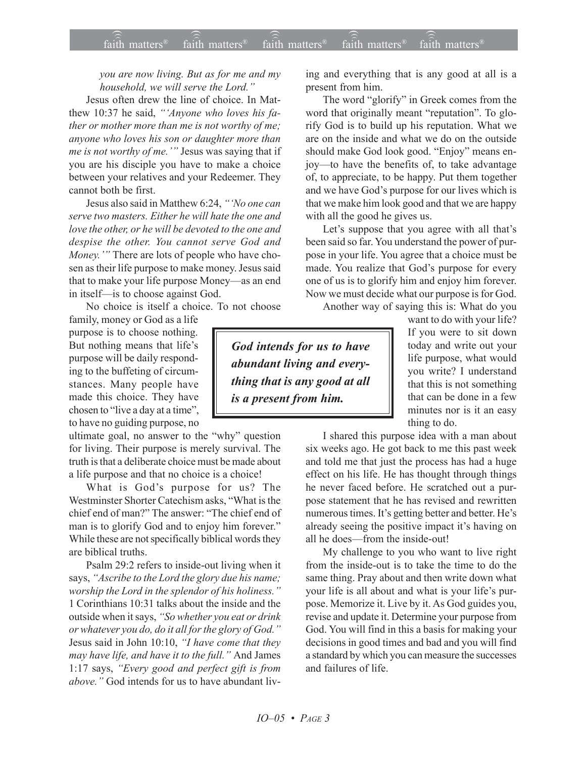*you are now living. But as for me and my household, we will serve the Lord."*

Jesus often drew the line of choice. In Matthew 10:37 he said, *"'Anyone who loves his father or mother more than me is not worthy of me; anyone who loves his son or daughter more than me is not worthy of me.'"* Jesus was saying that if you are his disciple you have to make a choice between your relatives and your Redeemer. They cannot both be first.

Jesus also said in Matthew 6:24, *"'No one can serve two masters. Either he will hate the one and love the other, or he will be devoted to the one and despise the other. You cannot serve God and Money.'"* There are lots of people who have chosen as their life purpose to make money. Jesus said that to make your life purpose Money—as an end in itself—is to choose against God.

No choice is itself a choice. To not choose family, money or God as a life purpose is to choose nothing. But nothing means that life's purpose will be daily responding to the buffeting of circumstances. Many people have made this choice. They have chosen to "live a day at a time", to have no guiding purpose, no ultimate goal, no answer to the "why" question for living. Their purpose is merely survival. The truth is that a deliberate choice must be made about a life purpose and that no choice is a choice!

What is God's purpose for us? The Westminster Shorter Catechism asks, "What is the chief end of man?" The answer: "The chief end of man is to glorify God and to enjoy him forever." While these are not specifically biblical words they are biblical truths.

Psalm 29:2 refers to inside-out living when it says, *"Ascribe to the Lord the glory due his name; worship the Lord in the splendor of his holiness."* 1 Corinthians 10:31 talks about the inside and the outside when it says, *"So whether you eat or drink or whatever you do, do it all for the glory of God."* Jesus said in John 10:10, *"I have come that they may have life, and have it to the full."* And James 1:17 says, *"Every good and perfect gift is from above."* God intends for us to have abundant living and everything that is any good at all is a present from him.

The word "glorify" in Greek comes from the word that originally meant "reputation". To glorify God is to build up his reputation. What we are on the inside and what we do on the outside should make God look good. "Enjoy" means enjoy—to have the benefits of, to take advantage of, to appreciate, to be happy. Put them together and we have God's purpose for our lives which is that we make him look good and that we are happy with all the good he gives us.

Let's suppose that you agree with all that's been said so far. You understand the power of purpose in your life. You agree that a choice must be made. You realize that God's purpose for every one of us is to glorify him and enjoy him forever. Now we must decide what our purpose is for God.

Another way of saying this is: What do you want to do with your life? If you were to sit down today and write out your life purpose, what would you write? I understand that this is not something that can be done in a few minutes nor is it an easy thing to do.

> ***God intends for us to have abundant living and everything that is any good at all is a present from him.***

I shared this purpose idea with a man about six weeks ago. He got back to me this past week and told me that just the process has had a huge effect on his life. He has thought through things he never faced before. He scratched out a purpose statement that he has revised and rewritten numerous times. It's getting better and better. He's already seeing the positive impact it's having on all he does—from the inside-out!

My challenge to you who want to live right from the inside-out is to take the time to do the same thing. Pray about and then write down what your life is all about and what is your life's purpose. Memorize it. Live by it. As God guides you, revise and update it. Determine your purpose from God. You will find in this a basis for making your decisions in good times and bad and you will find a standard by which you can measure the successes and failures of life.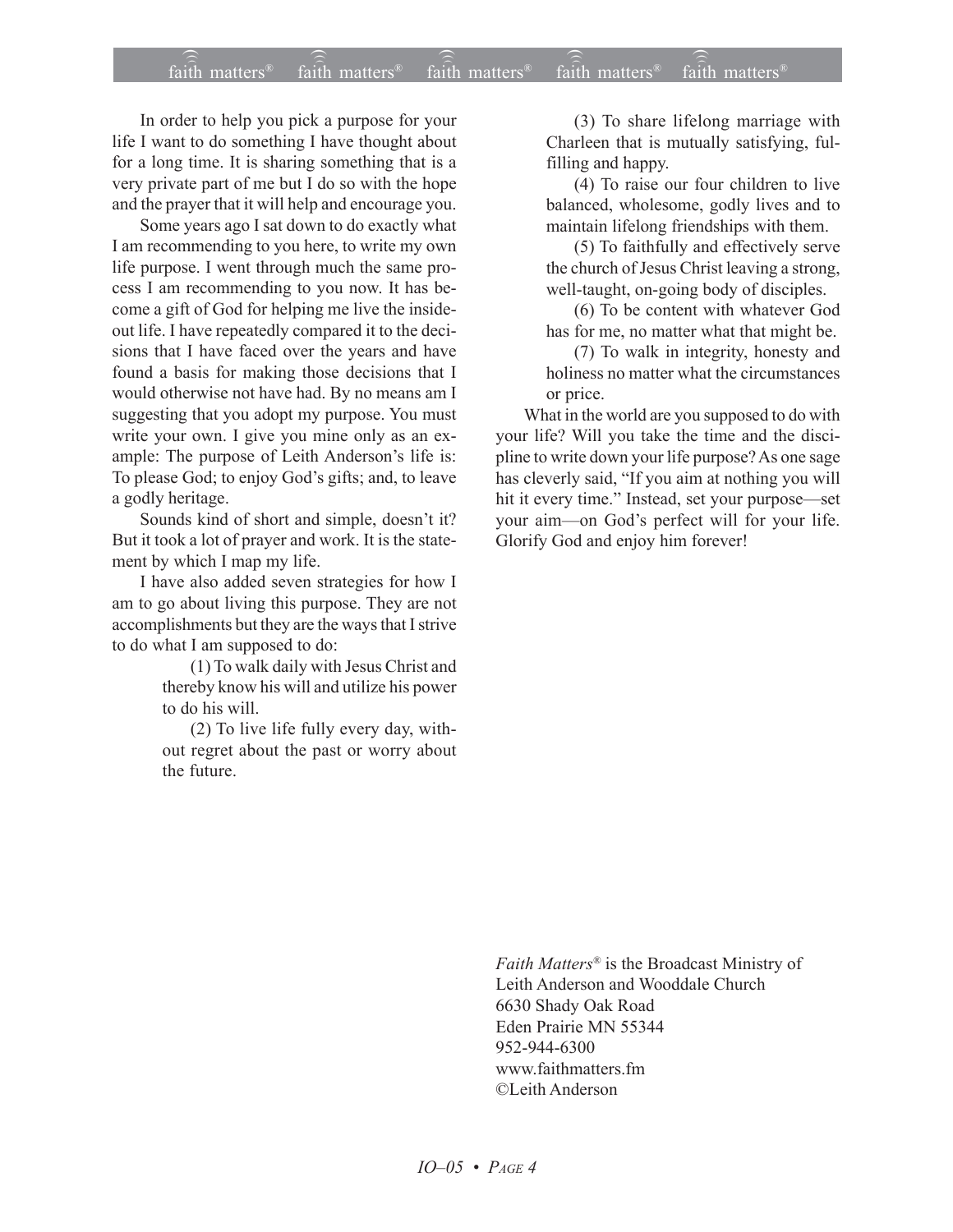In order to help you pick a purpose for your life I want to do something I have thought about for a long time. It is sharing something that is a very private part of me but I do so with the hope and the prayer that it will help and encourage you.

Some years ago I sat down to do exactly what I am recommending to you here, to write my own life purpose. I went through much the same process I am recommending to you now. It has become a gift of God for helping me live the inside-out life. I have repeatedly compared it to the decisions that I have faced over the years and have found a basis for making those decisions that I would otherwise not have had. By no means am I suggesting that you adopt my purpose. You must write your own. I give you mine only as an example: The purpose of Leith Anderson's life is: To please God; to enjoy God's gifts; and, to leave a godly heritage.

Sounds kind of short and simple, doesn't it? But it took a lot of prayer and work. It is the statement by which I map my life.

I have also added seven strategies for how I am to go about living this purpose. They are not accomplishments but they are the ways that I strive to do what I am supposed to do:

> (1) To walk daily with Jesus Christ and thereby know his will and utilize his power to do his will.
>
> (2) To live life fully every day, without regret about the past or worry about the future.
>
> (3) To share lifelong marriage with Charleen that is mutually satisfying, fulfilling and happy.
>
> (4) To raise our four children to live balanced, wholesome, godly lives and to maintain lifelong friendships with them.
>
> (5) To faithfully and effectively serve the church of Jesus Christ leaving a strong, well-taught, on-going body of disciples.
>
> (6) To be content with whatever God has for me, no matter what that might be.
>
> (7) To walk in integrity, honesty and holiness no matter what the circumstances or price.

What in the world are you supposed to do with your life? Will you take the time and the discipline to write down your life purpose? As one sage has cleverly said, "If you aim at nothing you will hit it every time." Instead, set your purpose—set your aim—on God's perfect will for your life. Glorify God and enjoy him forever!

*Faith Matters®* is the Broadcast Ministry of
Leith Anderson and Wooddale Church
6630 Shady Oak Road
Eden Prairie MN 55344
952-944-6300
www.faithmatters.fm
©Leith Anderson